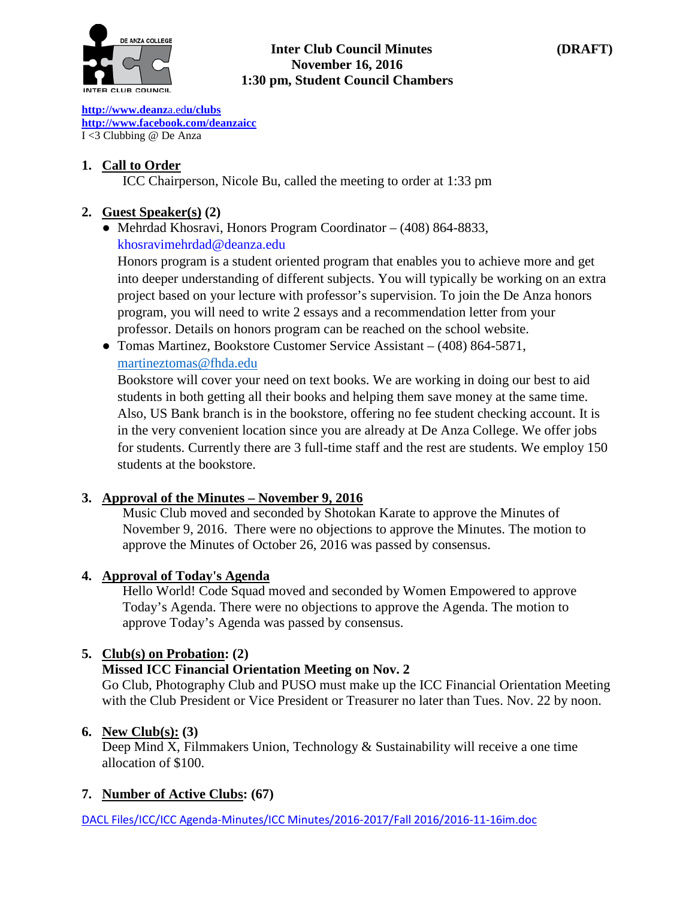**Inter Club Council Minutes** **(DRAFT)**
**November 16, 2016**
**1:30 pm, Student Council Chambers**

http://www.deanza.edu/clubs
http://www.facebook.com/deanzaicc
I <3 Clubbing @ De Anza

1. **Call to Order**
   ICC Chairperson, Nicole Bu, called the meeting to order at 1:33 pm

2. **Guest Speaker(s) (2)**
   - Mehrdad Khosravi, Honors Program Coordinator – (408) 864-8833, khosravimehrdad@deanza.edu
     Honors program is a student oriented program that enables you to achieve more and get into deeper understanding of different subjects. You will typically be working on an extra project based on your lecture with professor's supervision. To join the De Anza honors program, you will need to write 2 essays and a recommendation letter from your professor. Details on honors program can be reached on the school website.
   - Tomas Martinez, Bookstore Customer Service Assistant – (408) 864-5871, martineztomas@fhda.edu
     Bookstore will cover your need on text books. We are working in doing our best to aid students in both getting all their books and helping them save money at the same time. Also, US Bank branch is in the bookstore, offering no fee student checking account. It is in the very convenient location since you are already at De Anza College. We offer jobs for students. Currently there are 3 full-time staff and the rest are students. We employ 150 students at the bookstore.

3. **Approval of the Minutes – November 9, 2016**
   Music Club moved and seconded by Shotokan Karate to approve the Minutes of November 9, 2016. There were no objections to approve the Minutes. The motion to approve the Minutes of October 26, 2016 was passed by consensus.

4. **Approval of Today's Agenda**
   Hello World! Code Squad moved and seconded by Women Empowered to approve Today's Agenda. There were no objections to approve the Agenda. The motion to approve Today's Agenda was passed by consensus.

5. **Club(s) on Probation: (2)**
   **Missed ICC Financial Orientation Meeting on Nov. 2**
   Go Club, Photography Club and PUSO must make up the ICC Financial Orientation Meeting with the Club President or Vice President or Treasurer no later than Tues. Nov. 22 by noon.

6. **New Club(s): (3)**
   Deep Mind X, Filmmakers Union, Technology & Sustainability will receive a one time allocation of $100.

7. **Number of Active Clubs: (67)**

DACL Files/ICC/ICC Agenda-Minutes/ICC Minutes/2016-2017/Fall 2016/2016-11-16im.doc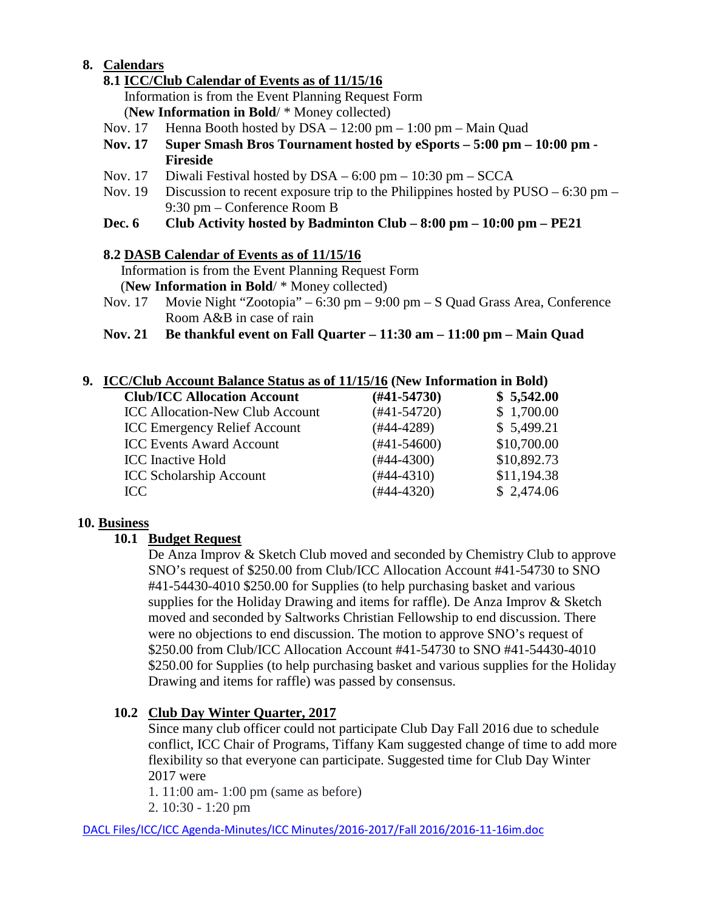## 8. Calendars

### 8.1 ICC/Club Calendar of Events as of 11/15/16

Information is from the Event Planning Request Form
(**New Information in Bold**/ * Money collected)

- Nov. 17 Henna Booth hosted by DSA – 12:00 pm – 1:00 pm – Main Quad
- **Nov. 17 Super Smash Bros Tournament hosted by eSports – 5:00 pm – 10:00 pm - Fireside**
- Nov. 17 Diwali Festival hosted by DSA – 6:00 pm – 10:30 pm – SCCA
- Nov. 19 Discussion to recent exposure trip to the Philippines hosted by PUSO – 6:30 pm – 9:30 pm – Conference Room B
- **Dec. 6 Club Activity hosted by Badminton Club – 8:00 pm – 10:00 pm – PE21**

### 8.2 DASB Calendar of Events as of 11/15/16

Information is from the Event Planning Request Form
(**New Information in Bold**/ * Money collected)

- Nov. 17 Movie Night "Zootopia" – 6:30 pm – 9:00 pm – S Quad Grass Area, Conference Room A&B in case of rain
- **Nov. 21 Be thankful event on Fall Quarter – 11:30 am – 11:00 pm – Main Quad**

## 9. ICC/Club Account Balance Status as of 11/15/16 (New Information in Bold)

| Account | Number | Balance |
|---|---|---|
| **Club/ICC Allocation Account** | **(#41-54730)** | **$ 5,542.00** |
| ICC Allocation-New Club Account | (#41-54720) | $ 1,700.00 |
| ICC Emergency Relief Account | (#44-4289) | $ 5,499.21 |
| ICC Events Award Account | (#41-54600) | $10,700.00 |
| ICC Inactive Hold | (#44-4300) | $10,892.73 |
| ICC Scholarship Account | (#44-4310) | $11,194.38 |
| ICC | (#44-4320) | $ 2,474.06 |

## 10. Business

### 10.1 Budget Request

De Anza Improv & Sketch Club moved and seconded by Chemistry Club to approve SNO's request of $250.00 from Club/ICC Allocation Account #41-54730 to SNO #41-54430-4010 $250.00 for Supplies (to help purchasing basket and various supplies for the Holiday Drawing and items for raffle). De Anza Improv & Sketch moved and seconded by Saltworks Christian Fellowship to end discussion. There were no objections to end discussion. The motion to approve SNO's request of $250.00 from Club/ICC Allocation Account #41-54730 to SNO #41-54430-4010 $250.00 for Supplies (to help purchasing basket and various supplies for the Holiday Drawing and items for raffle) was passed by consensus.

### 10.2 Club Day Winter Quarter, 2017

Since many club officer could not participate Club Day Fall 2016 due to schedule conflict, ICC Chair of Programs, Tiffany Kam suggested change of time to add more flexibility so that everyone can participate. Suggested time for Club Day Winter 2017 were

1. 11:00 am- 1:00 pm (same as before)
2. 10:30 - 1:20 pm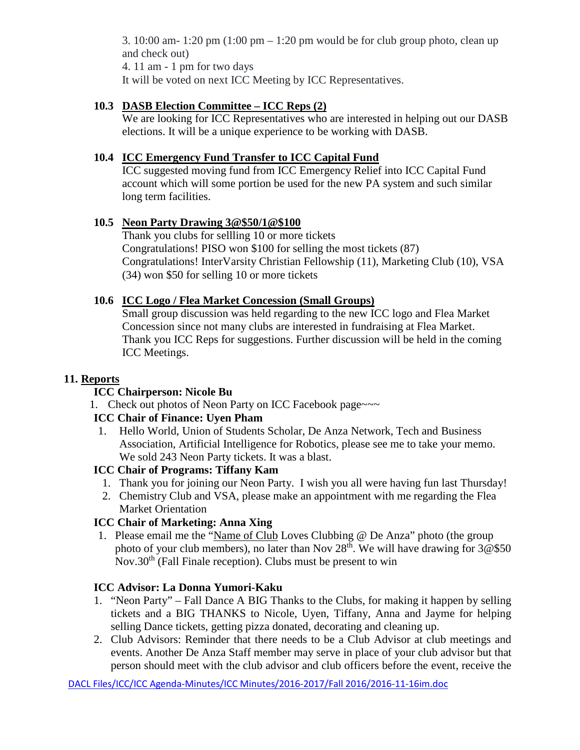3. 10:00 am- 1:20 pm (1:00 pm – 1:20 pm would be for club group photo, clean up and check out)

4. 11 am - 1 pm for two days

It will be voted on next ICC Meeting by ICC Representatives.

**10.3 DASB Election Committee – ICC Reps (2)**

We are looking for ICC Representatives who are interested in helping out our DASB elections. It will be a unique experience to be working with DASB.

**10.4 ICC Emergency Fund Transfer to ICC Capital Fund**

ICC suggested moving fund from ICC Emergency Relief into ICC Capital Fund account which will some portion be used for the new PA system and such similar long term facilities.

**10.5 Neon Party Drawing 3@$50/1@$100**

Thank you clubs for sellling 10 or more tickets

Congratulations! PISO won $100 for selling the most tickets (87)

Congratulations! InterVarsity Christian Fellowship (11), Marketing Club (10), VSA (34) won $50 for selling 10 or more tickets

**10.6 ICC Logo / Flea Market Concession (Small Groups)**

Small group discussion was held regarding to the new ICC logo and Flea Market Concession since not many clubs are interested in fundraising at Flea Market. Thank you ICC Reps for suggestions. Further discussion will be held in the coming ICC Meetings.

## 11. Reports

**ICC Chairperson: Nicole Bu**

1. Check out photos of Neon Party on ICC Facebook page~~~

**ICC Chair of Finance: Uyen Pham**

1. Hello World, Union of Students Scholar, De Anza Network, Tech and Business Association, Artificial Intelligence for Robotics, please see me to take your memo. We sold 243 Neon Party tickets. It was a blast.

**ICC Chair of Programs: Tiffany Kam**

1. Thank you for joining our Neon Party. I wish you all were having fun last Thursday!
2. Chemistry Club and VSA, please make an appointment with me regarding the Flea Market Orientation

**ICC Chair of Marketing: Anna Xing**

1. Please email me the "Name of Club Loves Clubbing @ De Anza" photo (the group photo of your club members), no later than Nov 28th. We will have drawing for 3@$50 Nov.30th (Fall Finale reception). Clubs must be present to win

**ICC Advisor: La Donna Yumori-Kaku**

1. "Neon Party" – Fall Dance A BIG Thanks to the Clubs, for making it happen by selling tickets and a BIG THANKS to Nicole, Uyen, Tiffany, Anna and Jayme for helping selling Dance tickets, getting pizza donated, decorating and cleaning up.
2. Club Advisors: Reminder that there needs to be a Club Advisor at club meetings and events. Another De Anza Staff member may serve in place of your club advisor but that person should meet with the club advisor and club officers before the event, receive the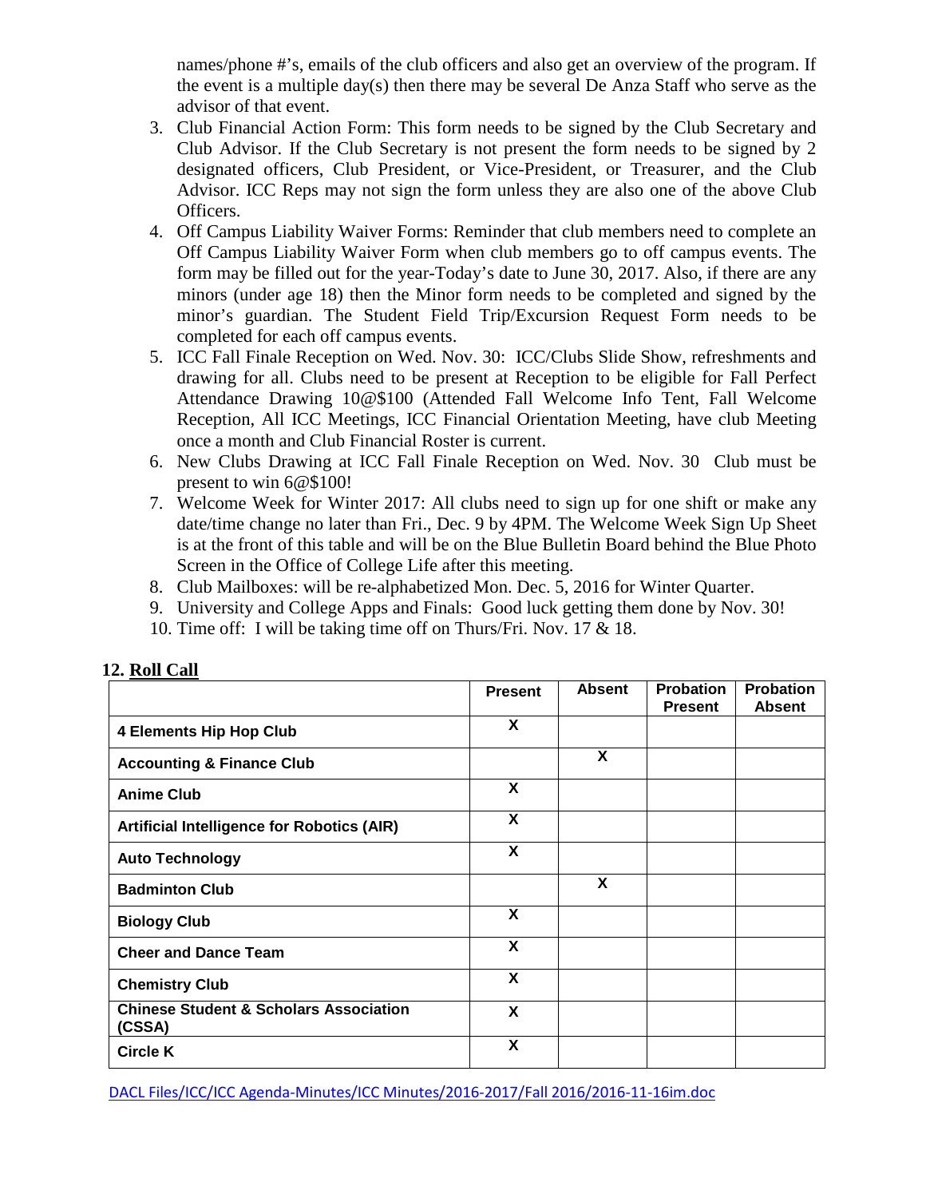names/phone #'s, emails of the club officers and also get an overview of the program. If the event is a multiple day(s) then there may be several De Anza Staff who serve as the advisor of that event.

3. Club Financial Action Form: This form needs to be signed by the Club Secretary and Club Advisor. If the Club Secretary is not present the form needs to be signed by 2 designated officers, Club President, or Vice-President, or Treasurer, and the Club Advisor. ICC Reps may not sign the form unless they are also one of the above Club Officers.
4. Off Campus Liability Waiver Forms: Reminder that club members need to complete an Off Campus Liability Waiver Form when club members go to off campus events. The form may be filled out for the year-Today's date to June 30, 2017. Also, if there are any minors (under age 18) then the Minor form needs to be completed and signed by the minor's guardian. The Student Field Trip/Excursion Request Form needs to be completed for each off campus events.
5. ICC Fall Finale Reception on Wed. Nov. 30: ICC/Clubs Slide Show, refreshments and drawing for all. Clubs need to be present at Reception to be eligible for Fall Perfect Attendance Drawing 10@$100 (Attended Fall Welcome Info Tent, Fall Welcome Reception, All ICC Meetings, ICC Financial Orientation Meeting, have club Meeting once a month and Club Financial Roster is current.
6. New Clubs Drawing at ICC Fall Finale Reception on Wed. Nov. 30 Club must be present to win 6@$100!
7. Welcome Week for Winter 2017: All clubs need to sign up for one shift or make any date/time change no later than Fri., Dec. 9 by 4PM. The Welcome Week Sign Up Sheet is at the front of this table and will be on the Blue Bulletin Board behind the Blue Photo Screen in the Office of College Life after this meeting.
8. Club Mailboxes: will be re-alphabetized Mon. Dec. 5, 2016 for Winter Quarter.
9. University and College Apps and Finals: Good luck getting them done by Nov. 30!
10. Time off: I will be taking time off on Thurs/Fri. Nov. 17 & 18.

**12. Roll Call**

| | Present | Absent | Probation Present | Probation Absent |
|---|---|---|---|---|
| **4 Elements Hip Hop Club** | X | | | |
| **Accounting & Finance Club** | | X | | |
| **Anime Club** | X | | | |
| **Artificial Intelligence for Robotics (AIR)** | X | | | |
| **Auto Technology** | X | | | |
| **Badminton Club** | | X | | |
| **Biology Club** | X | | | |
| **Cheer and Dance Team** | X | | | |
| **Chemistry Club** | X | | | |
| **Chinese Student & Scholars Association (CSSA)** | X | | | |
| **Circle K** | X | | | |

DACL Files/ICC/ICC Agenda-Minutes/ICC Minutes/2016-2017/Fall 2016/2016-11-16im.doc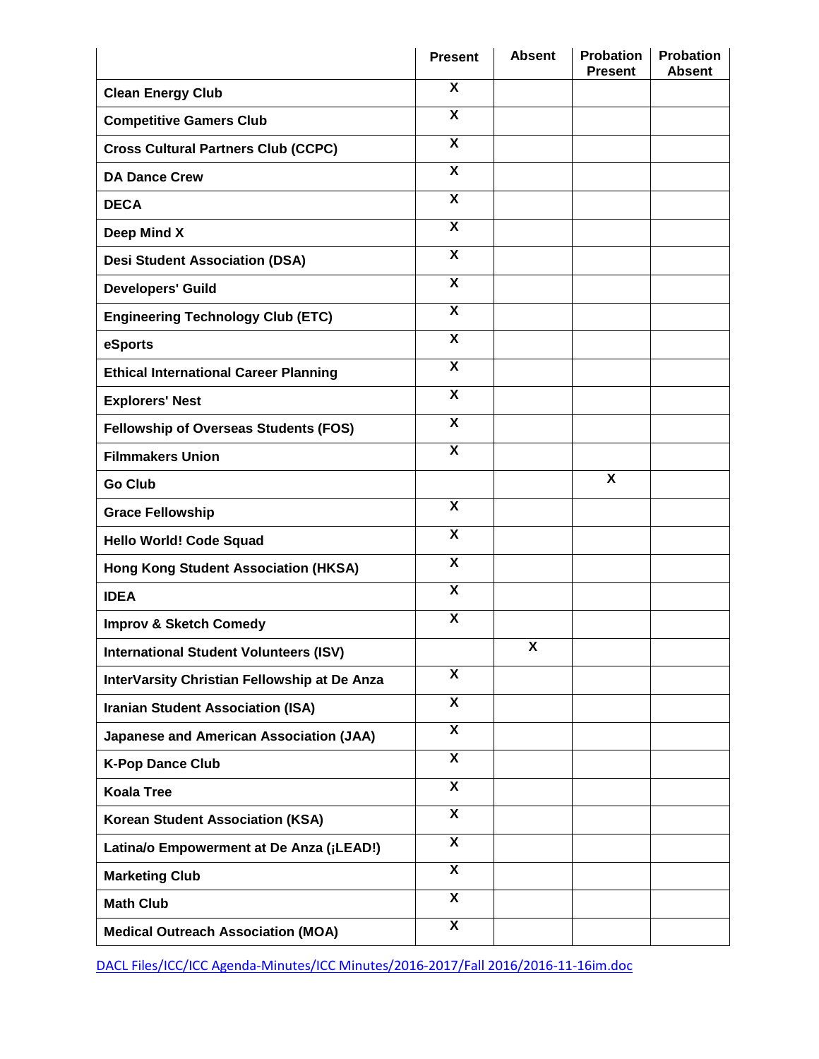| | Present | Absent | Probation Present | Probation Absent |
|---|---|---|---|---|
| **Clean Energy Club** | X | | | |
| **Competitive Gamers Club** | X | | | |
| **Cross Cultural Partners Club (CCPC)** | X | | | |
| **DA Dance Crew** | X | | | |
| **DECA** | X | | | |
| **Deep Mind X** | X | | | |
| **Desi Student Association (DSA)** | X | | | |
| **Developers' Guild** | X | | | |
| **Engineering Technology Club (ETC)** | X | | | |
| **eSports** | X | | | |
| **Ethical International Career Planning** | X | | | |
| **Explorers' Nest** | X | | | |
| **Fellowship of Overseas Students (FOS)** | X | | | |
| **Filmmakers Union** | X | | | |
| **Go Club** | | | X | |
| **Grace Fellowship** | X | | | |
| **Hello World! Code Squad** | X | | | |
| **Hong Kong Student Association (HKSA)** | X | | | |
| **IDEA** | X | | | |
| **Improv & Sketch Comedy** | X | | | |
| **International Student Volunteers (ISV)** | | X | | |
| **InterVarsity Christian Fellowship at De Anza** | X | | | |
| **Iranian Student Association (ISA)** | X | | | |
| **Japanese and American Association (JAA)** | X | | | |
| **K-Pop Dance Club** | X | | | |
| **Koala Tree** | X | | | |
| **Korean Student Association (KSA)** | X | | | |
| **Latina/o Empowerment at De Anza (¡LEAD!)** | X | | | |
| **Marketing Club** | X | | | |
| **Math Club** | X | | | |
| **Medical Outreach Association (MOA)** | X | | | |

DACL Files/ICC/ICC Agenda-Minutes/ICC Minutes/2016-2017/Fall 2016/2016-11-16im.doc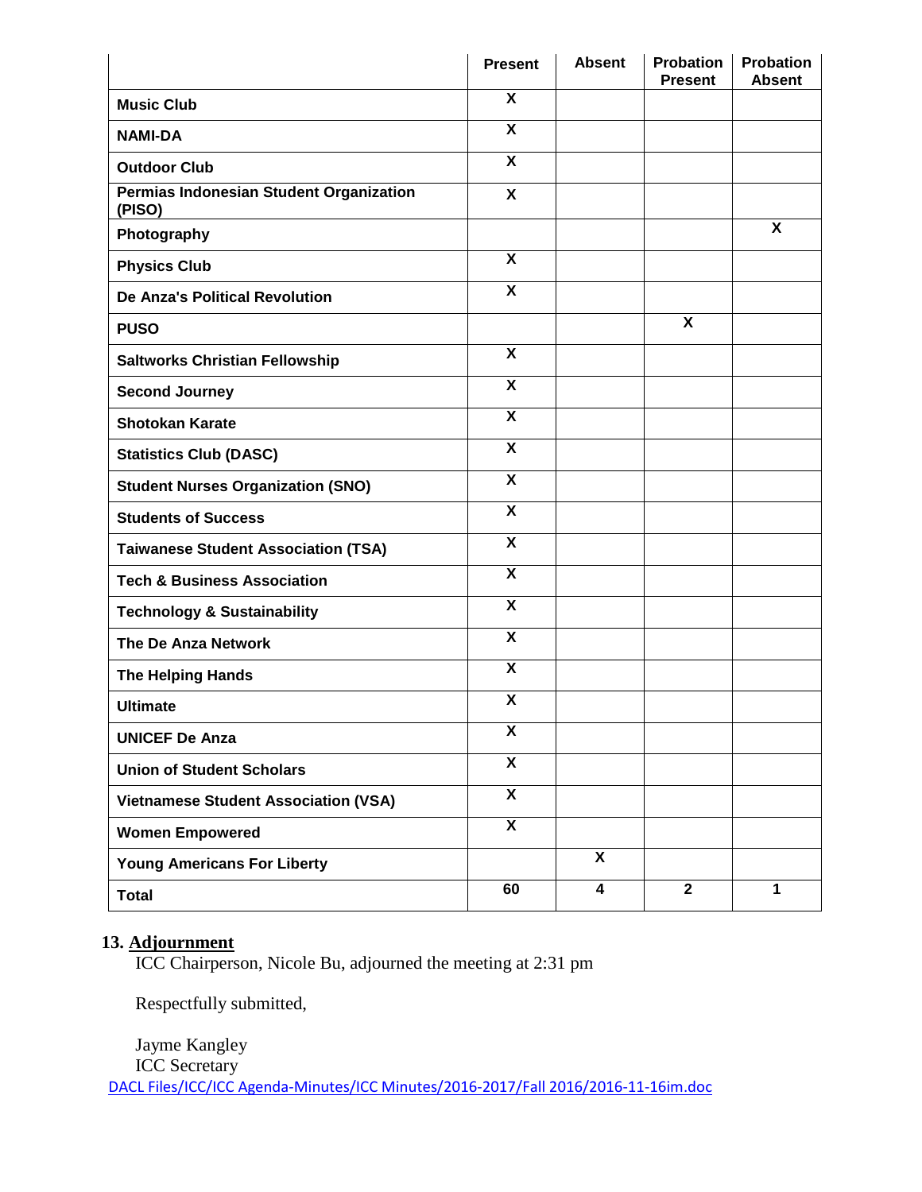| | Present | Absent | Probation Present | Probation Absent |
|---|---|---|---|---|
| **Music Club** | X | | | |
| **NAMI-DA** | X | | | |
| **Outdoor Club** | X | | | |
| **Permias Indonesian Student Organization (PISO)** | X | | | |
| **Photography** | | | | X |
| **Physics Club** | X | | | |
| **De Anza's Political Revolution** | X | | | |
| **PUSO** | | | X | |
| **Saltworks Christian Fellowship** | X | | | |
| **Second Journey** | X | | | |
| **Shotokan Karate** | X | | | |
| **Statistics Club (DASC)** | X | | | |
| **Student Nurses Organization (SNO)** | X | | | |
| **Students of Success** | X | | | |
| **Taiwanese Student Association (TSA)** | X | | | |
| **Tech & Business Association** | X | | | |
| **Technology & Sustainability** | X | | | |
| **The De Anza Network** | X | | | |
| **The Helping Hands** | X | | | |
| **Ultimate** | X | | | |
| **UNICEF De Anza** | X | | | |
| **Union of Student Scholars** | X | | | |
| **Vietnamese Student Association (VSA)** | X | | | |
| **Women Empowered** | X | | | |
| **Young Americans For Liberty** | | X | | |
| **Total** | 60 | 4 | 2 | 1 |

**13. Adjournment**

ICC Chairperson, Nicole Bu, adjourned the meeting at 2:31 pm

Respectfully submitted,

Jayme Kangley
ICC Secretary

DACL Files/ICC/ICC Agenda-Minutes/ICC Minutes/2016-2017/Fall 2016/2016-11-16im.doc